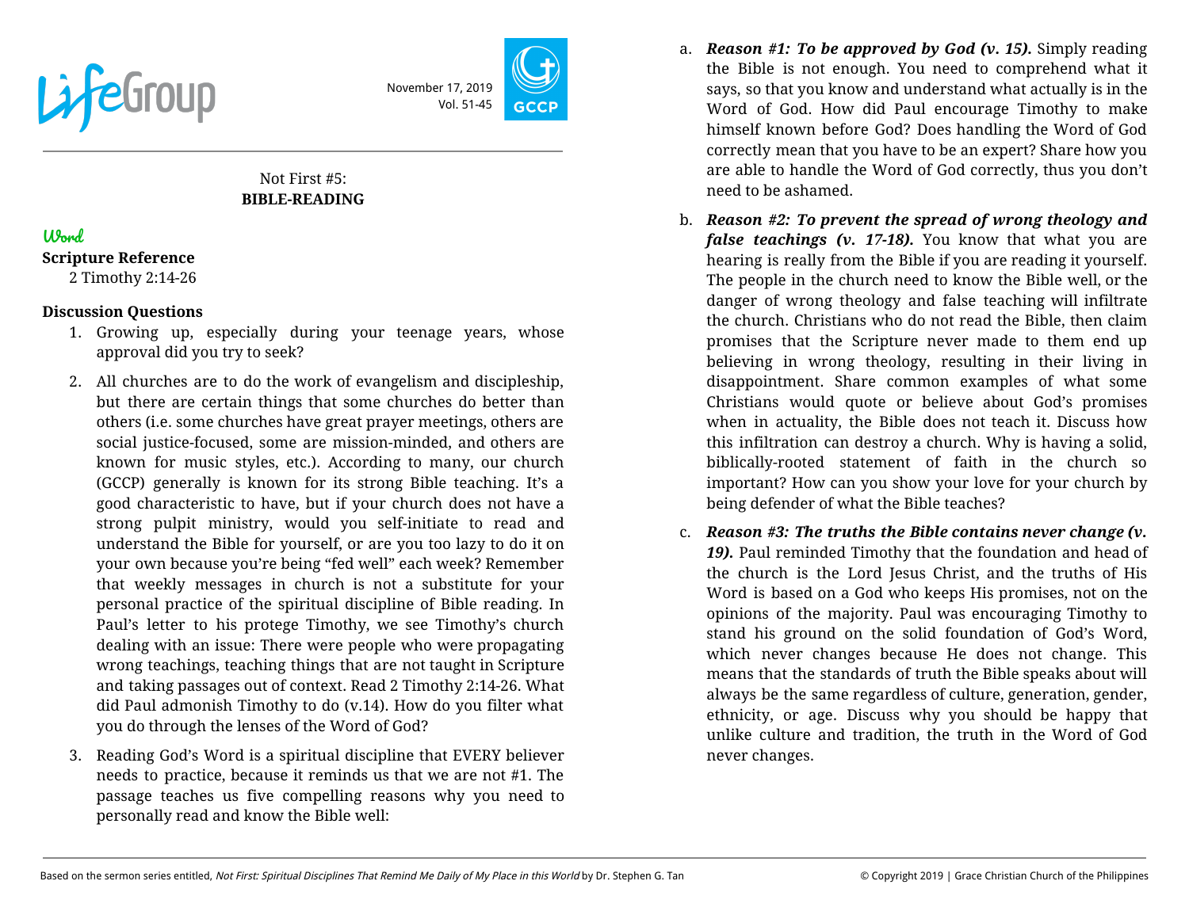LifeGroup

November 17, 2019
Vol. 51-45

GCCP

Not First #5:
**BIBLE-READING**

## Word

**Scripture Reference**

2 Timothy 2:14-26

**Discussion Questions**

1. Growing up, especially during your teenage years, whose approval did you try to seek?

2. All churches are to do the work of evangelism and discipleship, but there are certain things that some churches do better than others (i.e. some churches have great prayer meetings, others are social justice-focused, some are mission-minded, and others are known for music styles, etc.). According to many, our church (GCCP) generally is known for its strong Bible teaching. It's a good characteristic to have, but if your church does not have a strong pulpit ministry, would you self-initiate to read and understand the Bible for yourself, or are you too lazy to do it on your own because you're being "fed well" each week? Remember that weekly messages in church is not a substitute for your personal practice of the spiritual discipline of Bible reading. In Paul's letter to his protege Timothy, we see Timothy's church dealing with an issue: There were people who were propagating wrong teachings, teaching things that are not taught in Scripture and taking passages out of context. Read 2 Timothy 2:14-26. What did Paul admonish Timothy to do (v.14). How do you filter what you do through the lenses of the Word of God?

3. Reading God's Word is a spiritual discipline that EVERY believer needs to practice, because it reminds us that we are not #1. The passage teaches us five compelling reasons why you need to personally read and know the Bible well:

   a. ***Reason #1: To be approved by God (v. 15).*** Simply reading the Bible is not enough. You need to comprehend what it says, so that you know and understand what actually is in the Word of God. How did Paul encourage Timothy to make himself known before God? Does handling the Word of God correctly mean that you have to be an expert? Share how you are able to handle the Word of God correctly, thus you don't need to be ashamed.

   b. ***Reason #2: To prevent the spread of wrong theology and false teachings (v. 17-18).*** You know that what you are hearing is really from the Bible if you are reading it yourself. The people in the church need to know the Bible well, or the danger of wrong theology and false teaching will infiltrate the church. Christians who do not read the Bible, then claim promises that the Scripture never made to them end up believing in wrong theology, resulting in their living in disappointment. Share common examples of what some Christians would quote or believe about God's promises when in actuality, the Bible does not teach it. Discuss how this infiltration can destroy a church. Why is having a solid, biblically-rooted statement of faith in the church so important? How can you show your love for your church by being defender of what the Bible teaches?

   c. ***Reason #3: The truths the Bible contains never change (v. 19).*** Paul reminded Timothy that the foundation and head of the church is the Lord Jesus Christ, and the truths of His Word is based on a God who keeps His promises, not on the opinions of the majority. Paul was encouraging Timothy to stand his ground on the solid foundation of God's Word, which never changes because He does not change. This means that the standards of truth the Bible speaks about will always be the same regardless of culture, generation, gender, ethnicity, or age. Discuss why you should be happy that unlike culture and tradition, the truth in the Word of God never changes.

Based on the sermon series entitled, *Not First: Spiritual Disciplines That Remind Me Daily of My Place in this World* by Dr. Stephen G. Tan

© Copyright 2019 | Grace Christian Church of the Philippines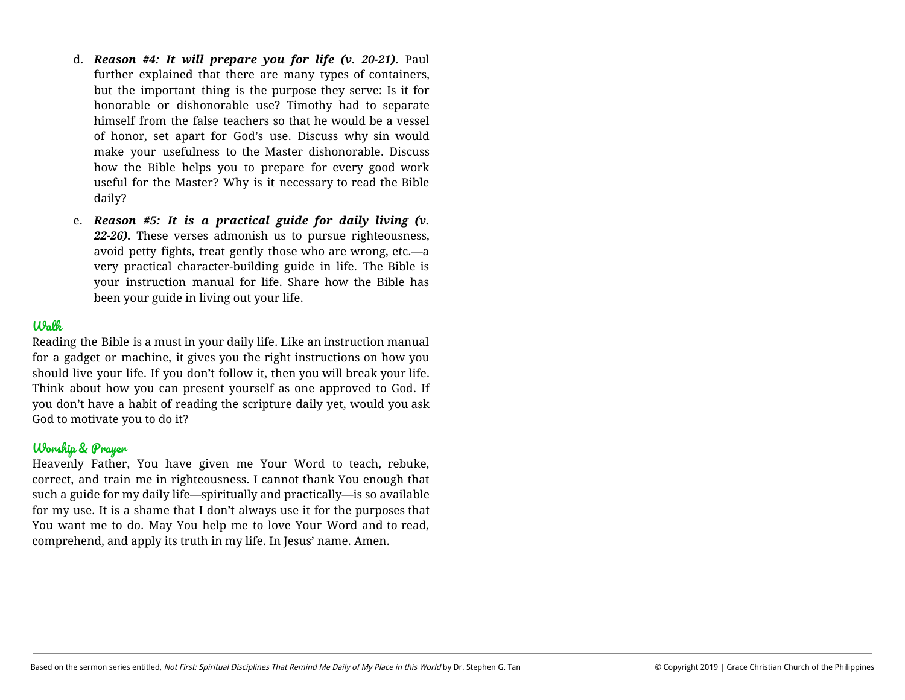d. ***Reason #4: It will prepare you for life (v. 20-21).*** Paul further explained that there are many types of containers, but the important thing is the purpose they serve: Is it for honorable or dishonorable use? Timothy had to separate himself from the false teachers so that he would be a vessel of honor, set apart for God's use. Discuss why sin would make your usefulness to the Master dishonorable. Discuss how the Bible helps you to prepare for every good work useful for the Master? Why is it necessary to read the Bible daily?

e. ***Reason #5: It is a practical guide for daily living (v. 22-26).*** These verses admonish us to pursue righteousness, avoid petty fights, treat gently those who are wrong, etc.—a very practical character-building guide in life. The Bible is your instruction manual for life. Share how the Bible has been your guide in living out your life.

## Walk

Reading the Bible is a must in your daily life. Like an instruction manual for a gadget or machine, it gives you the right instructions on how you should live your life. If you don't follow it, then you will break your life. Think about how you can present yourself as one approved to God. If you don't have a habit of reading the scripture daily yet, would you ask God to motivate you to do it?

## Worship & Prayer

Heavenly Father, You have given me Your Word to teach, rebuke, correct, and train me in righteousness. I cannot thank You enough that such a guide for my daily life—spiritually and practically—is so available for my use. It is a shame that I don't always use it for the purposes that You want me to do. May You help me to love Your Word and to read, comprehend, and apply its truth in my life. In Jesus' name. Amen.